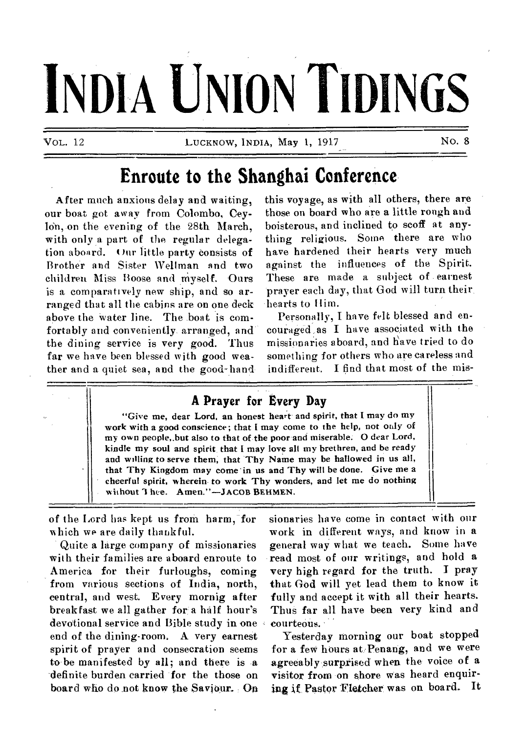# INDIA UNION TIDINGS

VOL. 12 LUCKNOW, INDIA, May 1, 1917 NO. 8

## Enroute to the Shanghai Conference

After much anxious delay and waiting, our boat got away from Colombo, Ceylon, on the evening of the 28th March, with only a part of the regular delegation aboard. Our little party consists of Brother and Sister Wellman and two children Miss Boose and myself. Ours is a comparatively new ship, and so arranged that all the cabins are on one deck above the water line. The boat is comfortably and conveniently arranged, and the dining service is very good. Thus far we have been blessed with good weather and a quiet sea, and the good-hand of the Lord has kept us from harm, for which we are daily thankful.

Quite a large company of missionaries with their families are aboard enroute to America for their furloughs, coming from various sections of India, north, central, and west. Every mornig after breakfast we all gather for a half hour's devotional service and Bible study in one end of the dining-room. A very earnest spirit of prayer and consecration seems to be manifested by all; and there is a definite burden carried for the those on board who do not know the Saviour. On this voyage, as with all others, there are those on board who are a little rough and boisterous, and inclined to scoff at anything religious. Some there are who have hardened their hearts very much against the influences of the Spirit. These are made a subject of earnest prayer each day, that God will turn their hearts to Him.

Personally, I have felt blessed and encouraged as I have associated with the missionaries aboard, and have tried to do something for others who are careless and indifferent. I find that most of the missionaries have come in contact with our work in different ways, and know in a general way what we teach. Some have read most of our writings, and hold a very high regard for the truth. I pray that God will yet lead them to know it fully and accept it with all their hearts. Thus far all have been very kind and courteous.

Yesterday morning our boat stopped for a few hours at Penang, and we were agreeably surprised when the voice of a visitor from on shore was heard enquiring if Pastor Fletcher was on board. It

### A Prayer for Every Day

"Give me, dear Lord, an honest heart and spirit, that I may do my work with a good conscience; that I may come to the help, not only of my own people, but also to that of the poor and miserable. O dear Lord, kindle my soul and spirit that I may love all my brethren, and be ready and willing to serve them, that Thy Name may be hallowed in us all, that Thy Kingdom may come in us and Thy will be done. Give me a cheerful spirit, wherein to work Thy wonders, and let me do nothing without Thee. Amen."—JACOB BEHMEN.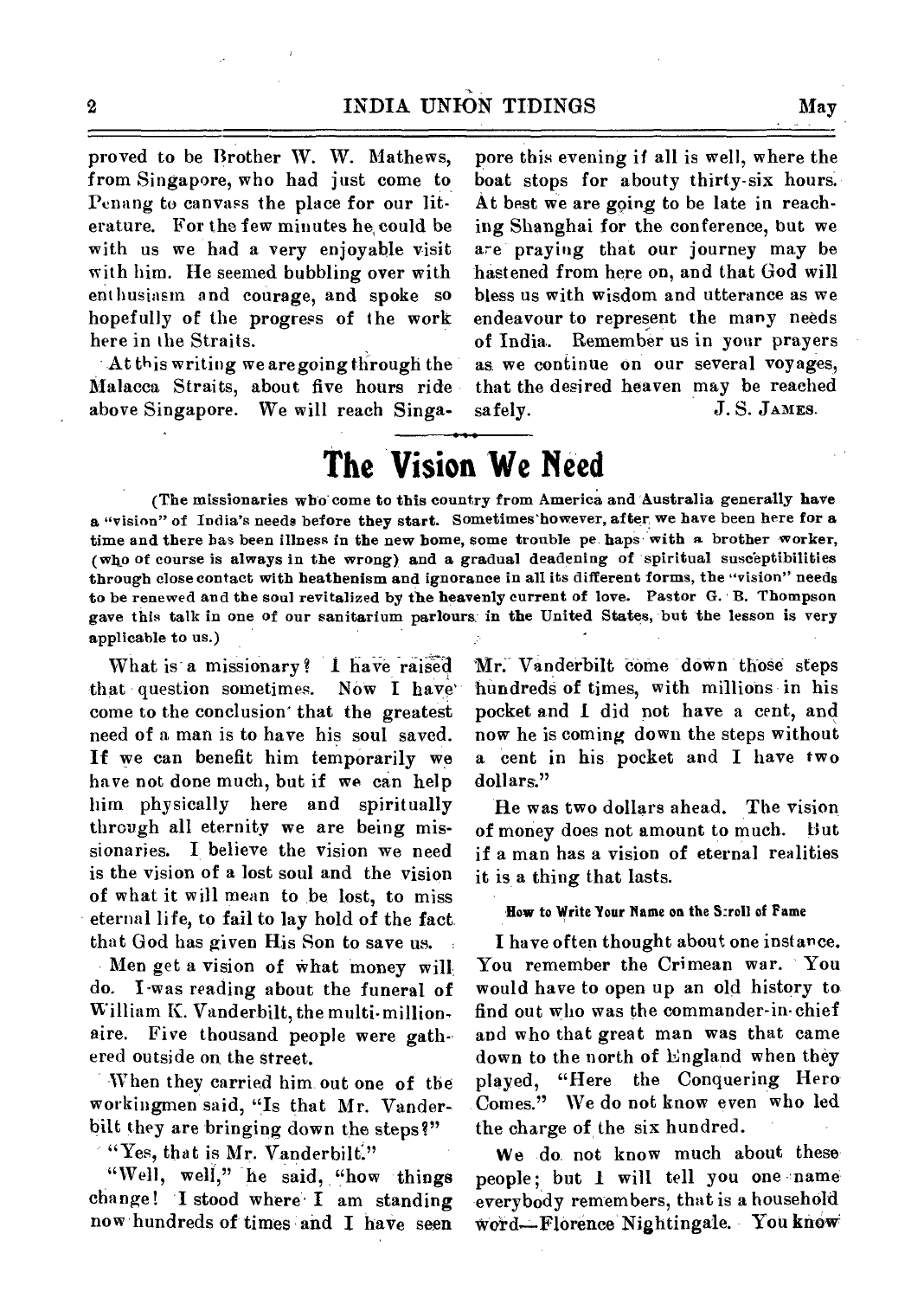proved to be Brother W. W. Mathews, from Singapore, who had just come to Penang to canvass the place for our literature. For the few minutes he could be with us we had a very enjoyable visit with him. He seemed bubbling over with enthusiasm and courage, and spoke so hopefully of the progress of the work here in the Straits.

At this writing we are going through the Malacca Straits, about five hours ride above Singapore. We will reach Singapore this evening if all is well, where the boat stops for abouty thirty-six hours. At best we are going to be late in reaching Shanghai for the conference, but we are praying that our journey may be hastened from here on, and that God will bless us with wisdom and utterance as we endeavour to represent the many needs of India. Remember us in your prayers as we continue on our several voyages, that the desired heaven may be reached safely.

J. S. JAMES.

# The Vision We Need

(The missionaries who come to this country from America and Australia generally have a "vision" of India's needs before they start. Sometimes however, after we have been here for a time and there has been illness in the new home, some trouble pe haps with a brother worker, (who of course is always in the wrong) and a gradual deadening of spiritual susceptibilities through close contact with heathenism and ignorance in all its different forms, the "vision" needs to be renewed and the soul revitalized by the heavenly current of love. Pastor G. B. Thompson gave this talk in one of our sanitarium parlours in the United States, but the lesson is very applicable to us.)

What is a missionary? I have raised that question sometimes. Now I have come to the conclusion that the greatest need of a man is to have his soul saved. If we can benefit him temporarily we have not done much, but if we can help him physically here and spiritually through all eternity we are being missionaries. I believe the vision we need is the vision of a lost soul and the vision of what it will mean to be lost, to miss eternal life, to fail to lay hold of the fact that God has given His Son to save us.

Men get a vision of what money will do. I was reading about the funeral of William K. Vanderbilt, the multi-millionaire. Five thousand people were gathered outside on the street.

When they carried him out one of the workingmen said, "Is that Mr. Vanderbilt they are bringing down the steps?"

"Yes, that is Mr. Vanderbilt."

"Well, well," he said, "how things change! I stood where I am standing now hundreds of times and I have seen Mr. Vanderbilt come down those steps hundreds of times, with millions in his pocket and I did not have a cent, and now he is coming down the steps without a cent in his pocket and I have two dollars."

He was two dollars ahead. The vision of money does not amount to much. But if a man has a vision of eternal realities it is a thing that lasts.

#### How to Write Your Name on the Scroll of Fame

I have often thought about one instance. You remember the Crimean war. You would have to open up an old history to find out who was the commander-in-chief and who that great man was that came down to the north of England when they played, "Here the Conquering Hero Comes." We do not know even who led the charge of the six hundred.

We do not know much about these people; but I will tell you one name everybody remembers, that is a household word—Florence Nightingale. You know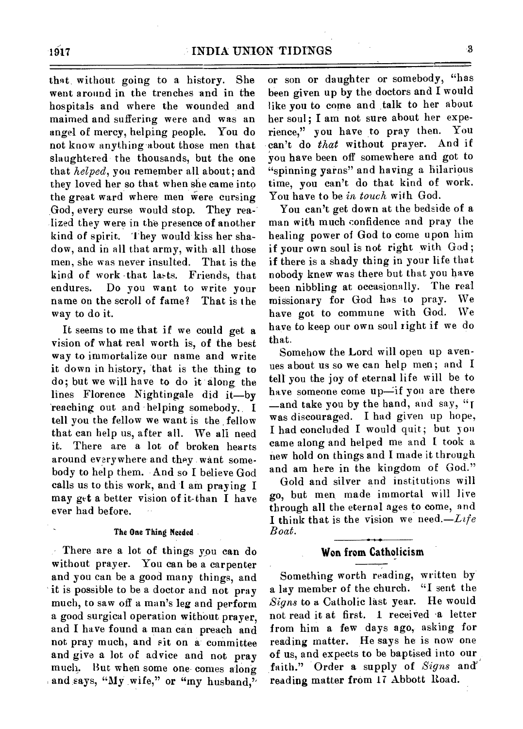that without going to a history. She went around in the trenches and in the hospitals and where the wounded and maimed and suffering were and was an angel of mercy, helping people. You do not know anything about those men that slaughtered the thousands, but the one that *helped*, you remember all about; and they loved her so that when she came into the great ward where men were cursing God, every curse would stop. They realized they were in the presence of another kind of spirit. They would kiss her shadow, and in all that army, with all those men, she was never insulted. That is the kind of work that lasts. Friends, that endures. Do you want to write your name on the scroll of fame? That is the way to do it.

It seems to me that if we could get a vision of what real worth is, of the best way to immortalize our name and write it down in history, that is the thing to do; but we will have to do it along the lines Florence Nightingale did it—by reaching out and helping somebody. I tell you the fellow we want is the fellow that can help us, after all. We all need it. There are a lot of broken hearts around everywhere and they want somebody to help them. And so I believe God calls us to this work, and I am praying I may get a better vision of it than I have ever had before.

#### The One Thing Needed

There are a lot of things you can do without prayer. You can be a carpenter and you can be a good many things, and it is possible to be a doctor and not pray much, to saw off a man's leg and perform a good surgical operation without prayer, and I have found a man can preach and not pray much, and sit on a committee and give a lot of advice and not pray much. But when some one comes along and says, "My wife," or "my husband," or son or daughter or somebody, "has been given up by the doctors and I would like you to come and talk to her about her soul; I am not sure about her experience," you have to pray then. You can't do *that* without prayer. And if you have been off somewhere and got to "spinning yarns" and having a hilarious time, you can't do that kind of work. You have to be *in touch* with God.

You can't get down at the bedside of a man with much confidence and pray the healing power of God to come upon him if your own soul is not right with God; if there is a shady thing in your life that nobody knew was there but that you have been nibbling at occasionally. The real missionary for God has to pray. We have got to commune with God. We have to keep our own soul right if we do that.

Somehow the Lord will open up avenues about us so we can help men; and I tell you the joy of eternal life will be to have someone come up—if you are there —and take you by the hand, and say, "I was discouraged. I had given up hope, I had concluded I would quit; but you came along and helped me and I took a new hold on things and I made it through and am here in the kingdom of God."

Gold and silver and institutions will go, but men made immortal will live through all the eternal ages to come, and I think that is the vision we need.—*Life Boat.*

## Won from Catholicism

Something worth reading, written by a lay member of the church. "I sent the *Signs* to a Catholic last year. He would not read it at first. I received a letter from him a few days ago, asking for reading matter. He says he is now one of us, and expects to be baptised into our faith." Order a supply of *Signs* and reading matter from 17 Abbott Road.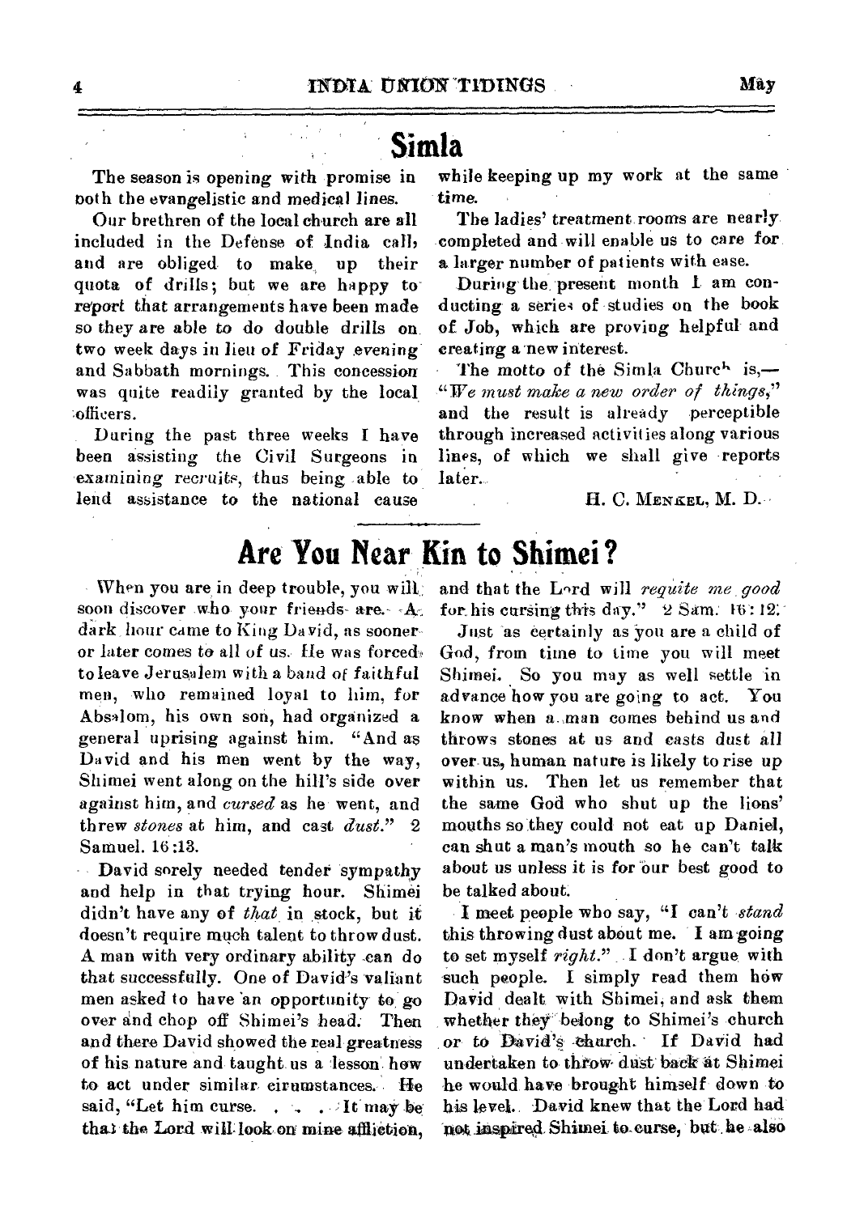## Simla

The season is opening with promise in both the evangelistic and medical lines.

Our brethren of the local church are all included in the Defense of India call, and are obliged to make up their quota of drills; but we are happy to report that arrangements have been made so they are able to do double drills on two week days in lieu of Friday evening and Sabbath mornings. This concession was quite readily granted by the local officers.

During the past three weeks I have been assisting the Civil Surgeons in examining recruits, thus being able to lend assistance to the national cause while keeping up my work at the same time.

The ladies' treatment rooms are nearly completed and will enable us to care for a larger number of patients with ease.

During the present month I am conducting a series of studies on the book of Job, which are proving helpful and creating a new interest.

The motto of the Simla Church is,—"*We must make a new order of things,*" and the result is already perceptible through increased activities along various lines, of which we shall give reports later.

H. C. MENKEL, M. D.

## Are You Near Kin to Shimei?

When you are in deep trouble, you will soon discover who your friends are. A dark hour came to King David, as sooner or later comes to all of us. He was forced to leave Jerusalem with a band of faithful men, who remained loyal to him, for Absalom, his own son, had organized a general uprising against him. "And as David and his men went by the way, Shimei went along on the hill's side over against him, and *cursed* as he went, and threw *stones* at him, and cast *dust.*" 2 Samuel. 16:13.

David sorely needed tender sympathy and help in that trying hour. Shimei didn't have any of *that* in stock, but it doesn't require much talent to throw dust. A man with very ordinary ability can do that successfully. One of David's valiant men asked to have an opportunity to go over and chop off Shimei's head. Then and there David showed the real greatness of his nature and taught us a lesson how to act under similar circumstances. He said, "Let him curse. . . . It may be that the Lord will look on mine affliction, and that the Lord will *requite me good* for his cursing this day." 2 Sam. 16:12.

Just as certainly as you are a child of God, from time to time you will meet Shimei. So you may as well settle in advance how you are going to act. You know when a man comes behind us and throws stones at us and casts dust all over us, human nature is likely to rise up within us. Then let us remember that the same God who shut up the lions' mouths so they could not eat up Daniel, can shut a man's mouth so he can't talk about us unless it is for our best good to be talked about.

I meet people who say, "I can't *stand* this throwing dust about me. I am going to set myself *right.*" I don't argue with such people. I simply read them how David dealt with Shimei, and ask them whether they belong to Shimei's church or to David's church. If David had undertaken to throw dust back at Shimei he would have brought himself down to his level. David knew that the Lord had not inspired Shimei to curse, but he also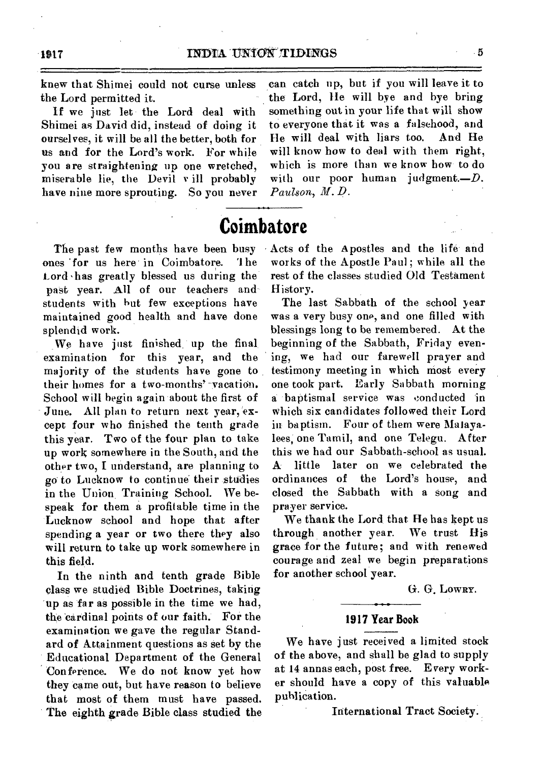knew that Shimei could not curse unless the Lord permitted it.

If we just let the Lord deal with Shimei as David did, instead of doing it ourselves, it will be all the better, both for us and for the Lord's work. For while you are straightening up one wretched, miserable lie, the Devil will probably have nine more sprouting. So you never can catch up, but if you will leave it to the Lord, He will bye and bye bring something out in your life that will show to everyone that it was a falsehood, and He will deal with liars too. And He will know how to deal with them right, which is more than we know how to do with our poor human judgment.—*D. Paulson, M. D.*

# Coimbatore

The past few months have been busy ones for us here in Coimbatore. The Lord has greatly blessed us during the past year. All of our teachers and students with but few exceptions have maintained good health and have done splendid work.

We have just finished up the final examination for this year, and the majority of the students have gone to their homes for a two-months' vacation. School will begin again about the first of June. All plan to return next year, except four who finished the tenth grade this year. Two of the four plan to take up work somewhere in the South, and the other two, I understand, are planning to go to Lucknow to continue their studies in the Union Training School. We bespeak for them a profitable time in the Lucknow school and hope that after spending a year or two there they also will return to take up work somewhere in this field.

In the ninth and tenth grade Bible class we studied Bible Doctrines, taking up as far as possible in the time we had, the cardinal points of our faith. For the examination we gave the regular Standard of Attainment questions as set by the Educational Department of the General Conference. We do not know yet how they came out, but have reason to believe that most of them must have passed. The eighth grade Bible class studied the Acts of the Apostles and the life and works of the Apostle Paul; while all the rest of the classes studied Old Testament History.

The last Sabbath of the school year was a very busy one, and one filled with blessings long to be remembered. At the beginning of the Sabbath, Friday evening, we had our farewell prayer and testimony meeting in which most every one took part. Early Sabbath morning a baptismal service was conducted in which six candidates followed their Lord in baptism. Four of them were Malayalees, one Tamil, and one Telegu. After this we had our Sabbath-school as usual. A little later on we celebrated the ordinances of the Lord's house, and closed the Sabbath with a song and prayer service.

We thank the Lord that He has kept us through another year. We trust His grace for the future; and with renewed courage and zeal we begin preparations for another school year.

G. G. LOWRY.

### 1917 Year Book

We have just received a limited stock of the above, and shall be glad to supply at 14 annas each, post free. Every worker should have a copy of this valuable publication.

International Tract Society.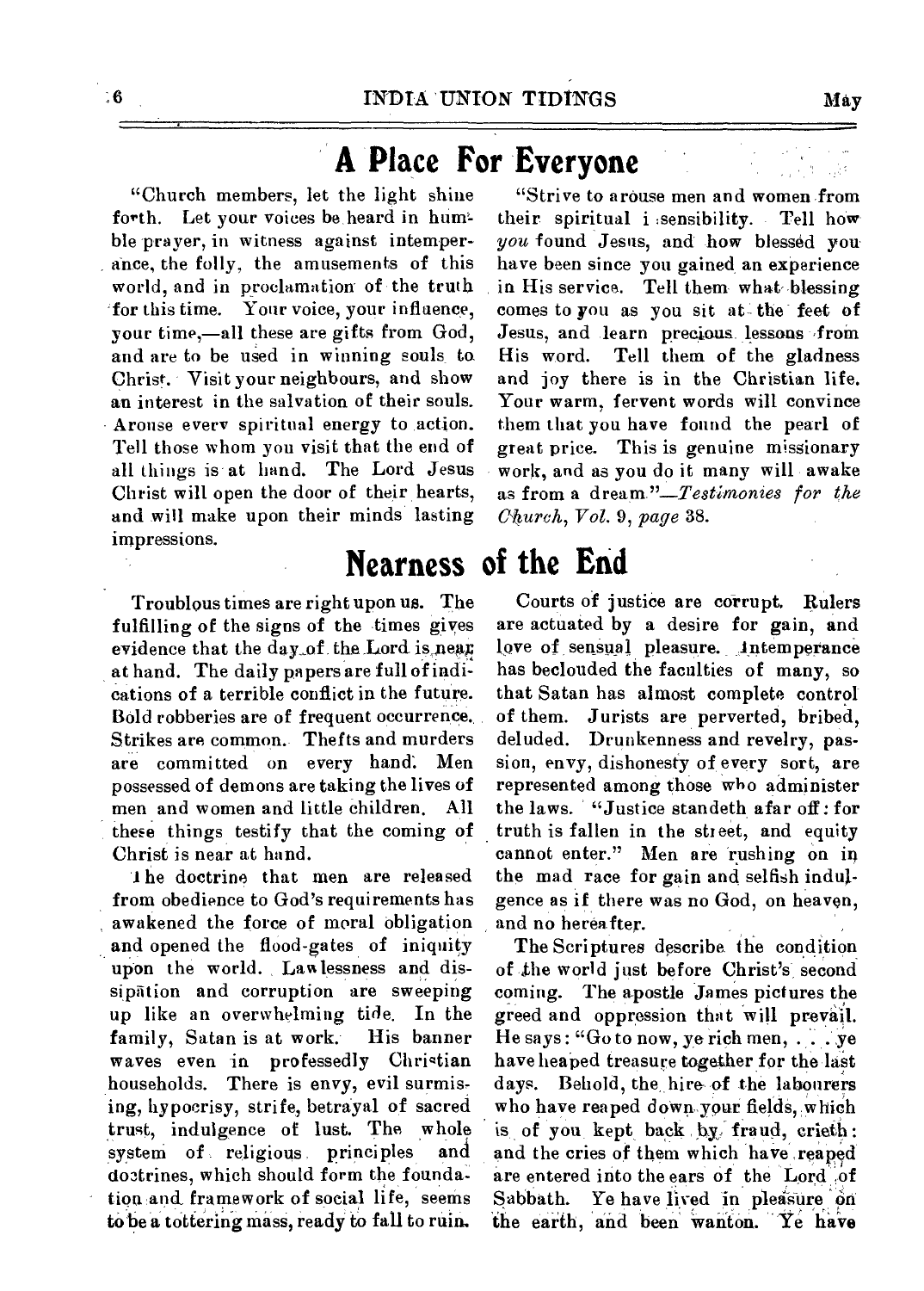## A Place For Everyone

"Church members, let the light shine forth. Let your voices be heard in humble prayer, in witness against intemperance, the folly, the amusements of this world, and in proclamation of the truth for this time. Your voice, your influence, your time,—all these are gifts from God, and are to be used in winning souls to Christ. Visit your neighbours, and show an interest in the salvation of their souls. Arouse every spiritual energy to action. Tell those whom you visit that the end of all things is at hand. The Lord Jesus Christ will open the door of their hearts, and will make upon their minds lasting impressions.

"Strive to arouse men and women from their spiritual insensibility. Tell how *you* found Jesus, and how blessed you have been since you gained an experience in His service. Tell them what blessing comes to you as you sit at the feet of Jesus, and learn precious lessons from His word. Tell them of the gladness and joy there is in the Christian life. Your warm, fervent words will convince them that you have found the pearl of great price. This is genuine missionary work, and as you do it many will awake as from a dream."—*Testimonies for the Church, Vol. 9, page* 38.

## Nearness of the End

Troublous times are right upon us. The fulfilling of the signs of the times gives evidence that the day of the Lord is near at hand. The daily papers are full of indications of a terrible conflict in the future. Bold robberies are of frequent occurrence. Strikes are common. Thefts and murders are committed on every hand. Men possessed of demons are taking the lives of men and women and little children. All these things testify that the coming of Christ is near at hand.

The doctrine that men are released from obedience to God's requirements has awakened the force of moral obligation and opened the flood-gates of iniquity upon the world. Lawlessness and dissipation and corruption are sweeping up like an overwhelming tide. In the family, Satan is at work. His banner waves even in professedly Christian households. There is envy, evil surmising, hypocrisy, strife, betrayal of sacred trust, indulgence of lust. The whole system of religious principles and doctrines, which should form the foundation and framework of social life, seems to be a tottering mass, ready to fall to ruin.

Courts of justice are corrupt. Rulers are actuated by a desire for gain, and love of sensual pleasure. Intemperance has beclouded the faculties of many, so that Satan has almost complete control of them. Jurists are perverted, bribed, deluded. Drunkenness and revelry, passion, envy, dishonesty of every sort, are represented among those who administer the laws. "Justice standeth afar off: for truth is fallen in the street, and equity cannot enter." Men are rushing on in the mad race for gain and selfish indulgence as if there was no God, on heaven, and no hereafter.

The Scriptures describe the condition of the world just before Christ's second coming. The apostle James pictures the greed and oppression that will prevail. He says: "Go to now, ye rich men, . . . ye have heaped treasure together for the last days. Behold, the hire of the labourers who have reaped down your fields, which is of you kept back by fraud, crieth: and the cries of them which have reaped are entered into the ears of the Lord of Sabbath. Ye have lived in pleasure on the earth, and been wanton. Ye have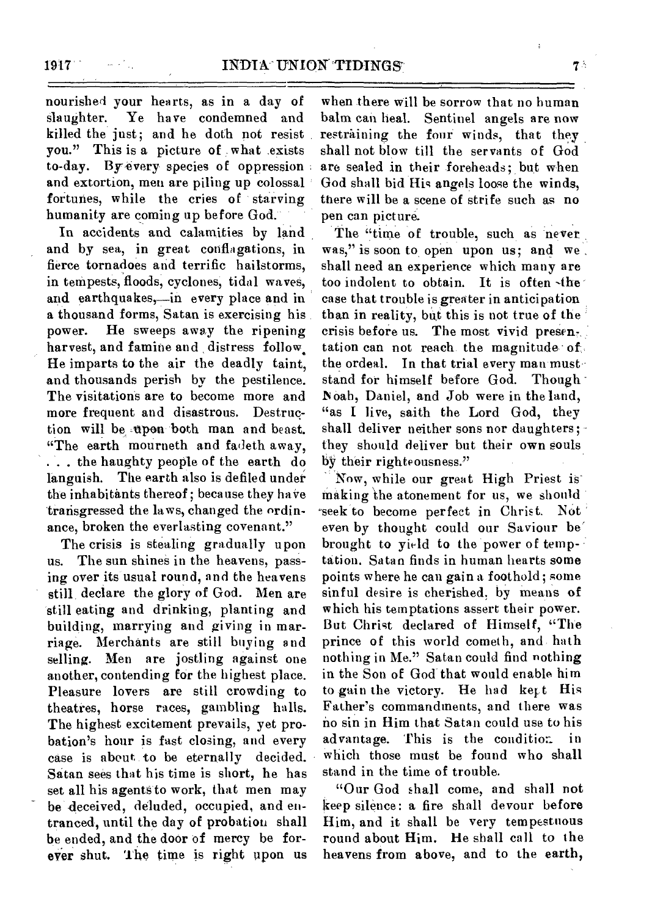nourished your hearts, as in a day of slaughter. Ye have condemned and killed the just; and he doth not resist you." This is a picture of what exists to-day. By every species of oppression and extortion, men are piling up colossal fortunes, while the cries of starving humanity are coming up before God.

In accidents and calamities by land and by sea, in great conflagations, in fierce tornadoes and terrific hailstorms, in tempests, floods, cyclones, tidal waves, and earthquakes,—in every place and in a thousand forms, Satan is exercising his power. He sweeps away the ripening harvest, and famine and distress follow. He imparts to the air the deadly taint, and thousands perish by the pestilence. The visitations are to become more and more frequent and disastrous. Destruction will be upon both man and beast. "The earth mourneth and fadeth away, . . . the haughty people of the earth do languish. The earth also is defiled under the inhabitants thereof; because they have transgressed the laws, changed the ordinance, broken the everlasting covenant."

The crisis is stealing gradually upon us. The sun shines in the heavens, passing over its usual round, and the heavens still declare the glory of God. Men are still eating and drinking, planting and building, marrying and giving in marriage. Merchants are still buying and selling. Men are jostling against one another, contending for the highest place. Pleasure lovers are still crowding to theatres, horse races, gambling halls. The highest excitement prevails, yet probation's hour is fast closing, and every case is about to be eternally decided. Satan sees that his time is short, he has set all his agents to work, that men may be deceived, deluded, occupied, and entranced, until the day of probation shall be ended, and the door of mercy be forever shut. The time is right upon us when there will be sorrow that no human balm can heal. Sentinel angels are now restraining the four winds, that they shall not blow till the servants of God are sealed in their foreheads; but when God shall bid His angels loose the winds, there will be a scene of strife such as no pen can picture.

The "time of trouble, such as never was," is soon to open upon us; and we shall need an experience which many are too indolent to obtain. It is often the case that trouble is greater in anticipation than in reality, but this is not true of the crisis before us. The most vivid presentation can not reach the magnitude of the ordeal. In that trial every man must stand for himself before God. Though Noah, Daniel, and Job were in the land, "as I live, saith the Lord God, they shall deliver neither sons nor daughters; they should deliver but their own souls by their righteousness."

Now, while our great High Priest is making the atonement for us, we should seek to become perfect in Christ. Not even by thought could our Saviour be brought to yield to the power of temptation. Satan finds in human hearts some points where he can gain a foothold; some sinful desire is cherished, by means of which his temptations assert their power. But Christ declared of Himself, "The prince of this world cometh, and hath nothing in Me." Satan could find nothing in the Son of God that would enable him to gain the victory. He had kept His Father's commandments, and there was no sin in Him that Satan could use to his advantage. This is the condition in which those must be found who shall stand in the time of trouble.

"Our God shall come, and shall not keep silence: a fire shall devour before Him, and it shall be very tempestuous round about Him. He shall call to the heavens from above, and to the earth,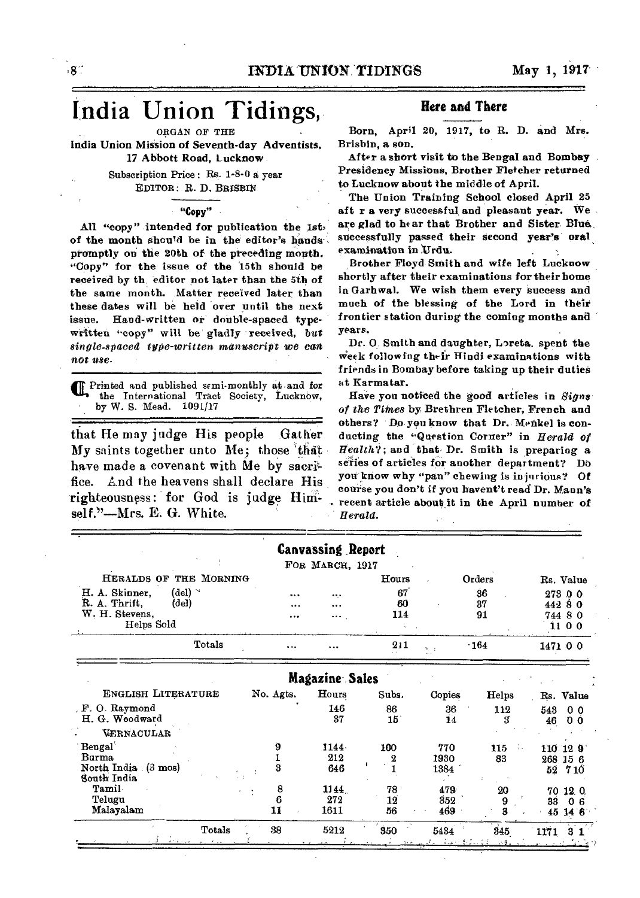# India Union Tidings,

ORGAN OF THE

India Union Mission of Seventh-day Adventists,
17 Abbott Road, Lucknow

Subscription Price: Rs. 1-8-0 a year

EDITOR: R. D. BRISBIN

### "Copy"

All "copy" intended for publication the 1st of the month should be in the editor's hands promptly on the 20th of the preceding month. "Copy" for the issue of the 15th should be received by th editor not later than the 5th of the same month. Matter received later than these dates will be held over until the next issue. Hand-written or double-spaced type-written "copy" will be gladly received, *but single-spaced type-written manuscript we can not use.*

Printed and published semi-monthly at and for the International Tract Society, Lucknow, by W. S. Mead. 1091/17

that He may judge His people Gather My saints together unto Me; those that have made a covenant with Me by sacrifice. And the heavens shall declare His righteousness: for God is judge Himself."—Mrs. E. G. White.

## Here and There

Born, April 20, 1917, to R. D. and Mrs. Brisbin, a son.

After a short visit to the Bengal and Bombay Presidency Missions, Brother Fletcher returned to Lucknow about the middle of April.

The Union Training School closed April 25 aft r a very successful and pleasant year. We are glad to hear that Brother and Sister Blue successfully passed their second year's oral examination in Urdu.

Brother Floyd Smith and wife left Lucknow shortly after their examinations for their home in Garhwal. We wish them every success and much of the blessing of the Lord in their frontier station during the coming months and years.

Dr. O. Smith and daughter, Loreta, spent the week following their Hindi examinations with friends in Bombay before taking up their duties at Karmatar.

Have you noticed the good articles in *Signs of the Times* by Brethren Fletcher, French and others? Do you know that Dr. Menkel is conducting the "Question Corner" in *Herald of Health*? and that Dr. Smith is preparing a series of articles for another department? Do you know why "pan" chewing is injurious? Of course you don't if you haven't read Dr. Mann's recent article about it in the April number of *Herald*.

## Canvassing Report

FOR MARCH, 1917

| HERALDS OF THE MORNING | | | Hours | Orders | Rs. Value |
|---|---|---|---|---|---|
| H. A. Skinner, (del) | ... | ... | 67 | 36 | 273 0 0 |
| R. A. Thrift, (del) | ... | ... | 60 | 37 | 442 8 0 |
| W. H. Stevens, | ... | ... | 114 | 91 | 744 8 0 |
| Helps Sold | | | | | 11 0 0 |
| Totals | ... | ... | 241 | 164 | 1471 0 0 |

## Magazine Sales

| ENGLISH LITERATURE | No. Agts. | Hours | Subs. | Copies | Helps | Rs. Value |
|---|---|---|---|---|---|---|
| F. O. Raymond | | 146 | 86 | 36 | 112 | 543 0 0 |
| H. G. Woodward | | 37 | 15 | 14 | 3 | 46 0 0 |
| VERNACULAR | | | | | | |
| Bengal | 9 | 1144 | 100 | 770 | 115 | 110 12 9 |
| Burma | 1 | 212 | 2 | 1930 | 83 | 268 15 6 |
| North India (3 mos) | 3 | 646 | 1 | 1384 | | 52 7 10 |
| South India | | | | | | |
| Tamil | 8 | 1144 | 78 | 479 | 20 | 70 12 0 |
| Telugu | 6 | 272 | 12 | 352 | 9 | 33 0 6 |
| Malayalam | 11 | 1611 | 56 | 469 | 3 | 45 14 6 |
| Totals | 38 | 5212 | 350 | 5434 | 345 | 1171 3 1 |